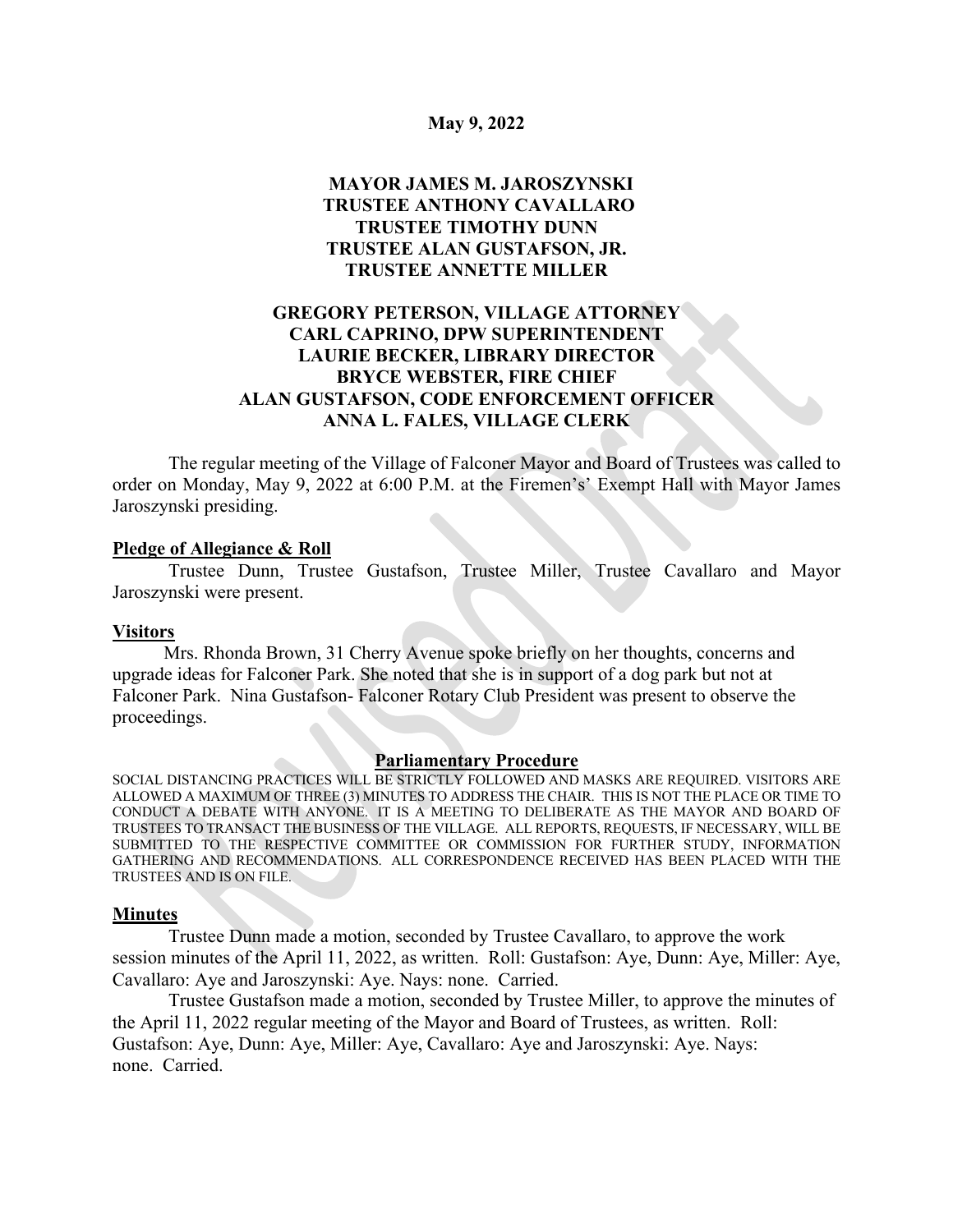**May 9, 2022**

**MAYOR JAMES M. JAROSZYNSKI**
**TRUSTEE ANTHONY CAVALLARO**
**TRUSTEE TIMOTHY DUNN**
**TRUSTEE ALAN GUSTAFSON, JR.**
**TRUSTEE ANNETTE MILLER**

**GREGORY PETERSON, VILLAGE ATTORNEY**
**CARL CAPRINO, DPW SUPERINTENDENT**
**LAURIE BECKER, LIBRARY DIRECTOR**
**BRYCE WEBSTER, FIRE CHIEF**
**ALAN GUSTAFSON, CODE ENFORCEMENT OFFICER**
**ANNA L. FALES, VILLAGE CLERK**

The regular meeting of the Village of Falconer Mayor and Board of Trustees was called to order on Monday, May 9, 2022 at 6:00 P.M. at the Firemen's' Exempt Hall with Mayor James Jaroszynski presiding.

**Pledge of Allegiance & Roll**

Trustee Dunn, Trustee Gustafson, Trustee Miller, Trustee Cavallaro and Mayor Jaroszynski were present.

**Visitors**

Mrs. Rhonda Brown, 31 Cherry Avenue spoke briefly on her thoughts, concerns and upgrade ideas for Falconer Park. She noted that she is in support of a dog park but not at Falconer Park. Nina Gustafson- Falconer Rotary Club President was present to observe the proceedings.

**Parliamentary Procedure**

SOCIAL DISTANCING PRACTICES WILL BE STRICTLY FOLLOWED AND MASKS ARE REQUIRED. VISITORS ARE ALLOWED A MAXIMUM OF THREE (3) MINUTES TO ADDRESS THE CHAIR. THIS IS NOT THE PLACE OR TIME TO CONDUCT A DEBATE WITH ANYONE. IT IS A MEETING TO DELIBERATE AS THE MAYOR AND BOARD OF TRUSTEES TO TRANSACT THE BUSINESS OF THE VILLAGE. ALL REPORTS, REQUESTS, IF NECESSARY, WILL BE SUBMITTED TO THE RESPECTIVE COMMITTEE OR COMMISSION FOR FURTHER STUDY, INFORMATION GATHERING AND RECOMMENDATIONS. ALL CORRESPONDENCE RECEIVED HAS BEEN PLACED WITH THE TRUSTEES AND IS ON FILE.

**Minutes**

Trustee Dunn made a motion, seconded by Trustee Cavallaro, to approve the work session minutes of the April 11, 2022, as written. Roll: Gustafson: Aye, Dunn: Aye, Miller: Aye, Cavallaro: Aye and Jaroszynski: Aye. Nays: none. Carried.

Trustee Gustafson made a motion, seconded by Trustee Miller, to approve the minutes of the April 11, 2022 regular meeting of the Mayor and Board of Trustees, as written. Roll: Gustafson: Aye, Dunn: Aye, Miller: Aye, Cavallaro: Aye and Jaroszynski: Aye. Nays: none. Carried.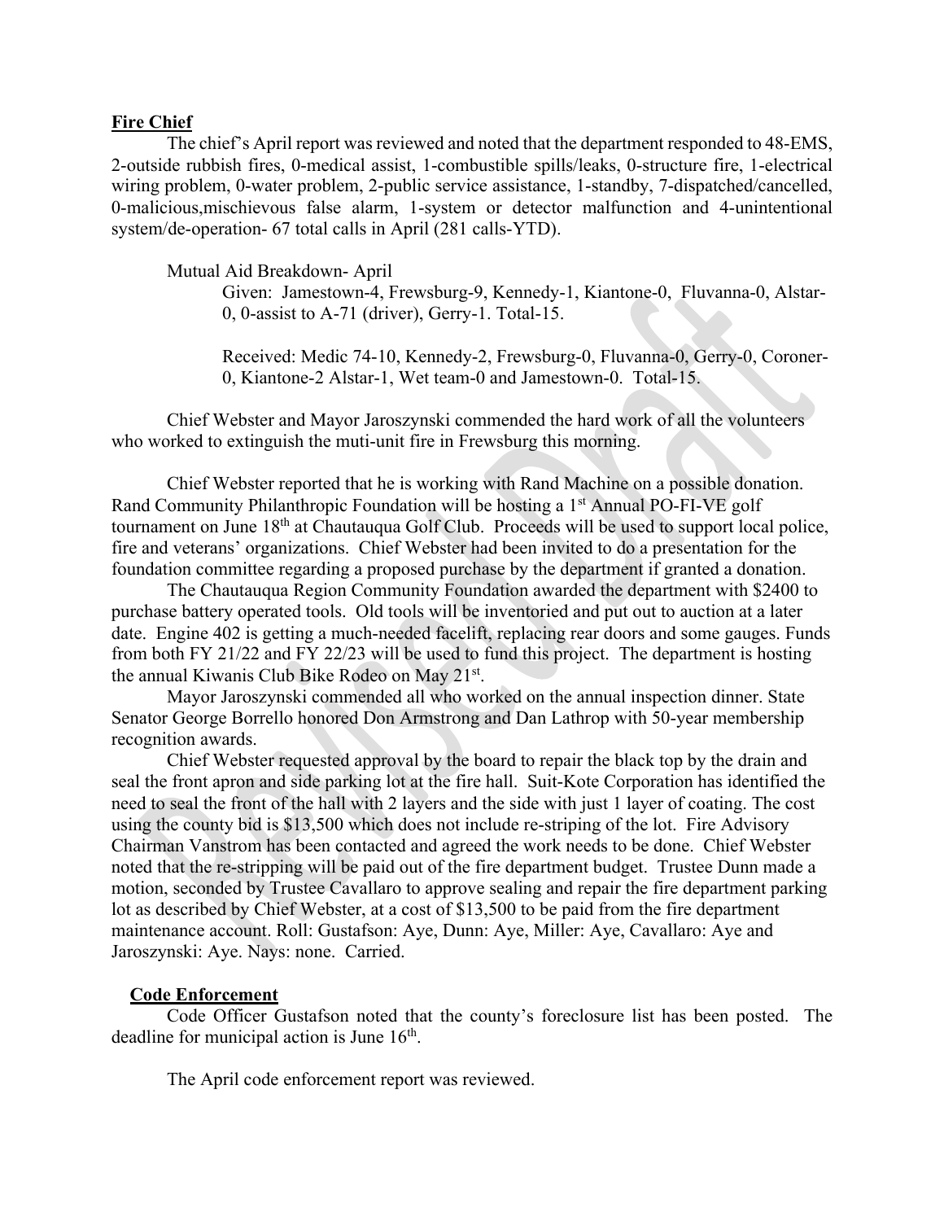**Fire Chief**

The chief's April report was reviewed and noted that the department responded to 48-EMS, 2-outside rubbish fires, 0-medical assist, 1-combustible spills/leaks, 0-structure fire, 1-electrical wiring problem, 0-water problem, 2-public service assistance, 1-standby, 7-dispatched/cancelled, 0-malicious,mischievous false alarm, 1-system or detector malfunction and 4-unintentional system/de-operation- 67 total calls in April (281 calls-YTD).

Mutual Aid Breakdown- April

Given: Jamestown-4, Frewsburg-9, Kennedy-1, Kiantone-0, Fluvanna-0, Alstar-0, 0-assist to A-71 (driver), Gerry-1. Total-15.

Received: Medic 74-10, Kennedy-2, Frewsburg-0, Fluvanna-0, Gerry-0, Coroner-0, Kiantone-2 Alstar-1, Wet team-0 and Jamestown-0. Total-15.

Chief Webster and Mayor Jaroszynski commended the hard work of all the volunteers who worked to extinguish the muti-unit fire in Frewsburg this morning.

Chief Webster reported that he is working with Rand Machine on a possible donation. Rand Community Philanthropic Foundation will be hosting a 1st Annual PO-FI-VE golf tournament on June 18th at Chautauqua Golf Club. Proceeds will be used to support local police, fire and veterans' organizations. Chief Webster had been invited to do a presentation for the foundation committee regarding a proposed purchase by the department if granted a donation.

The Chautauqua Region Community Foundation awarded the department with $2400 to purchase battery operated tools. Old tools will be inventoried and put out to auction at a later date. Engine 402 is getting a much-needed facelift, replacing rear doors and some gauges. Funds from both FY 21/22 and FY 22/23 will be used to fund this project. The department is hosting the annual Kiwanis Club Bike Rodeo on May 21st.

Mayor Jaroszynski commended all who worked on the annual inspection dinner. State Senator George Borrello honored Don Armstrong and Dan Lathrop with 50-year membership recognition awards.

Chief Webster requested approval by the board to repair the black top by the drain and seal the front apron and side parking lot at the fire hall. Suit-Kote Corporation has identified the need to seal the front of the hall with 2 layers and the side with just 1 layer of coating. The cost using the county bid is $13,500 which does not include re-striping of the lot. Fire Advisory Chairman Vanstrom has been contacted and agreed the work needs to be done. Chief Webster noted that the re-stripping will be paid out of the fire department budget. Trustee Dunn made a motion, seconded by Trustee Cavallaro to approve sealing and repair the fire department parking lot as described by Chief Webster, at a cost of $13,500 to be paid from the fire department maintenance account. Roll: Gustafson: Aye, Dunn: Aye, Miller: Aye, Cavallaro: Aye and Jaroszynski: Aye. Nays: none. Carried.

**Code Enforcement**

Code Officer Gustafson noted that the county's foreclosure list has been posted. The deadline for municipal action is June 16th.

The April code enforcement report was reviewed.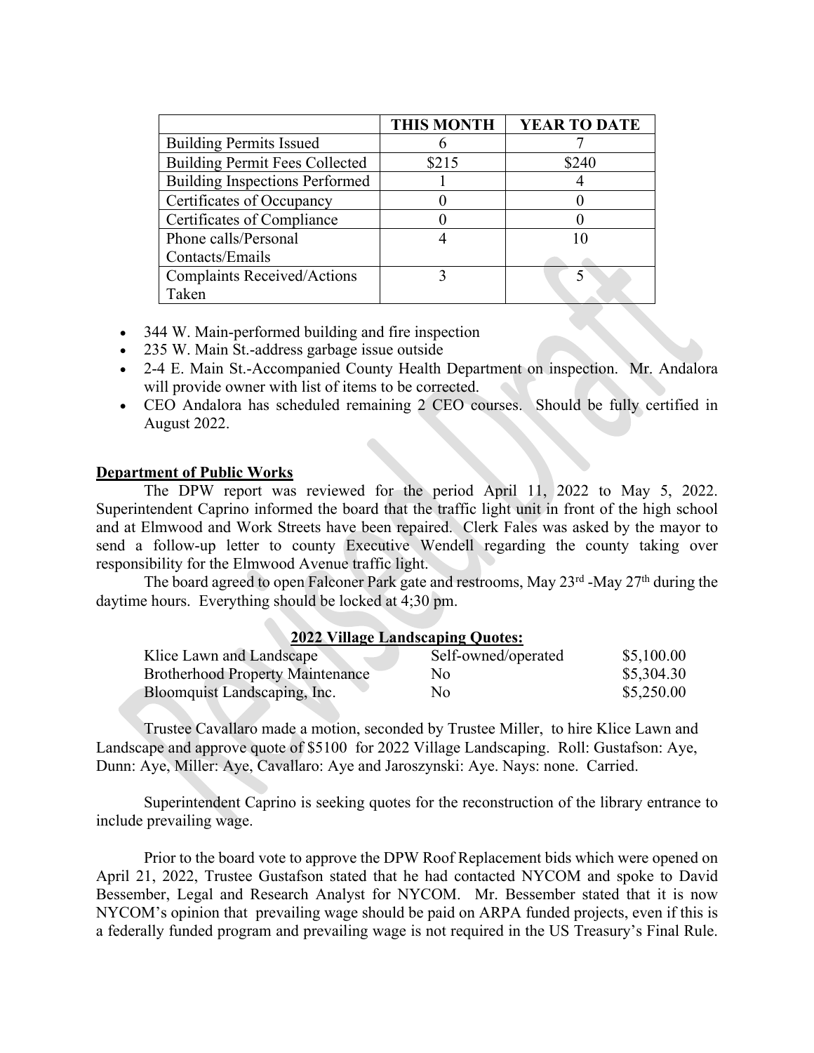| | THIS MONTH | YEAR TO DATE |
|---|---|---|
| Building Permits Issued | 6 | 7 |
| Building Permit Fees Collected | $215 | $240 |
| Building Inspections Performed | 1 | 4 |
| Certificates of Occupancy | 0 | 0 |
| Certificates of Compliance | 0 | 0 |
| Phone calls/Personal Contacts/Emails | 4 | 10 |
| Complaints Received/Actions Taken | 3 | 5 |

- 344 W. Main-performed building and fire inspection
- 235 W. Main St.-address garbage issue outside
- 2-4 E. Main St.-Accompanied County Health Department on inspection. Mr. Andalora will provide owner with list of items to be corrected.
- CEO Andalora has scheduled remaining 2 CEO courses. Should be fully certified in August 2022.

**Department of Public Works**

The DPW report was reviewed for the period April 11, 2022 to May 5, 2022. Superintendent Caprino informed the board that the traffic light unit in front of the high school and at Elmwood and Work Streets have been repaired. Clerk Fales was asked by the mayor to send a follow-up letter to county Executive Wendell regarding the county taking over responsibility for the Elmwood Avenue traffic light.

The board agreed to open Falconer Park gate and restrooms, May 23rd -May 27th during the daytime hours. Everything should be locked at 4;30 pm.

**2022 Village Landscaping Quotes:**

| | | |
|---|---|---|
| Klice Lawn and Landscape | Self-owned/operated | $5,100.00 |
| Brotherhood Property Maintenance | No | $5,304.30 |
| Bloomquist Landscaping, Inc. | No | $5,250.00 |

Trustee Cavallaro made a motion, seconded by Trustee Miller, to hire Klice Lawn and Landscape and approve quote of $5100 for 2022 Village Landscaping. Roll: Gustafson: Aye, Dunn: Aye, Miller: Aye, Cavallaro: Aye and Jaroszynski: Aye. Nays: none. Carried.

Superintendent Caprino is seeking quotes for the reconstruction of the library entrance to include prevailing wage.

Prior to the board vote to approve the DPW Roof Replacement bids which were opened on April 21, 2022, Trustee Gustafson stated that he had contacted NYCOM and spoke to David Bessember, Legal and Research Analyst for NYCOM. Mr. Bessember stated that it is now NYCOM's opinion that prevailing wage should be paid on ARPA funded projects, even if this is a federally funded program and prevailing wage is not required in the US Treasury's Final Rule.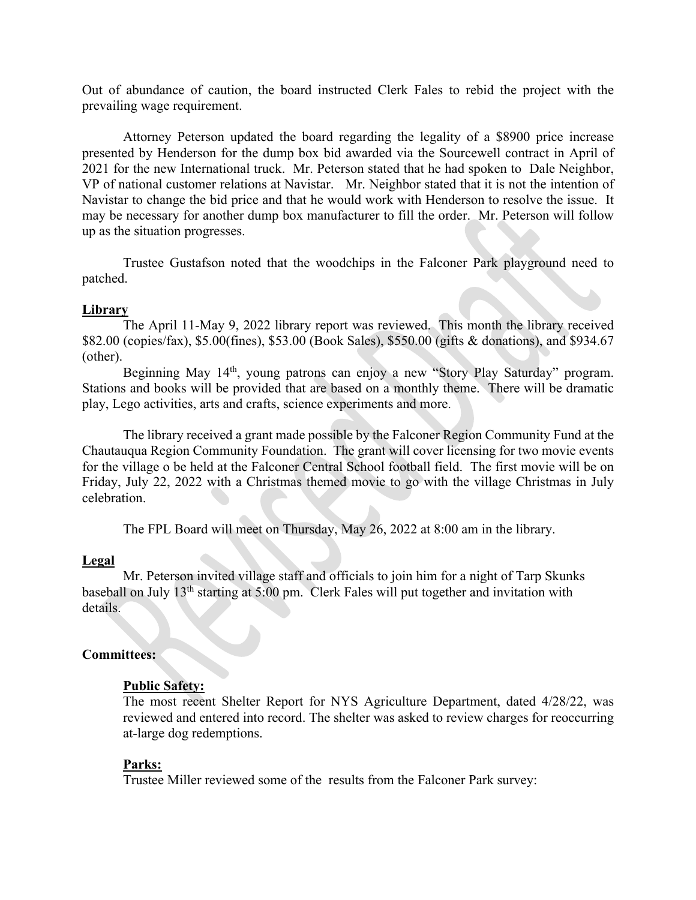Out of abundance of caution, the board instructed Clerk Fales to rebid the project with the prevailing wage requirement.

Attorney Peterson updated the board regarding the legality of a $8900 price increase presented by Henderson for the dump box bid awarded via the Sourcewell contract in April of 2021 for the new International truck. Mr. Peterson stated that he had spoken to Dale Neighbor, VP of national customer relations at Navistar. Mr. Neighbor stated that it is not the intention of Navistar to change the bid price and that he would work with Henderson to resolve the issue. It may be necessary for another dump box manufacturer to fill the order. Mr. Peterson will follow up as the situation progresses.

Trustee Gustafson noted that the woodchips in the Falconer Park playground need to patched.

**Library**

The April 11-May 9, 2022 library report was reviewed. This month the library received $82.00 (copies/fax), $5.00(fines), $53.00 (Book Sales), $550.00 (gifts & donations), and $934.67 (other).

Beginning May 14th, young patrons can enjoy a new "Story Play Saturday" program. Stations and books will be provided that are based on a monthly theme. There will be dramatic play, Lego activities, arts and crafts, science experiments and more.

The library received a grant made possible by the Falconer Region Community Fund at the Chautauqua Region Community Foundation. The grant will cover licensing for two movie events for the village o be held at the Falconer Central School football field. The first movie will be on Friday, July 22, 2022 with a Christmas themed movie to go with the village Christmas in July celebration.

The FPL Board will meet on Thursday, May 26, 2022 at 8:00 am in the library.

**Legal**

Mr. Peterson invited village staff and officials to join him for a night of Tarp Skunks baseball on July 13th starting at 5:00 pm. Clerk Fales will put together and invitation with details.

**Committees:**

**Public Safety:**

The most recent Shelter Report for NYS Agriculture Department, dated 4/28/22, was reviewed and entered into record. The shelter was asked to review charges for reoccurring at-large dog redemptions.

**Parks:**

Trustee Miller reviewed some of the results from the Falconer Park survey: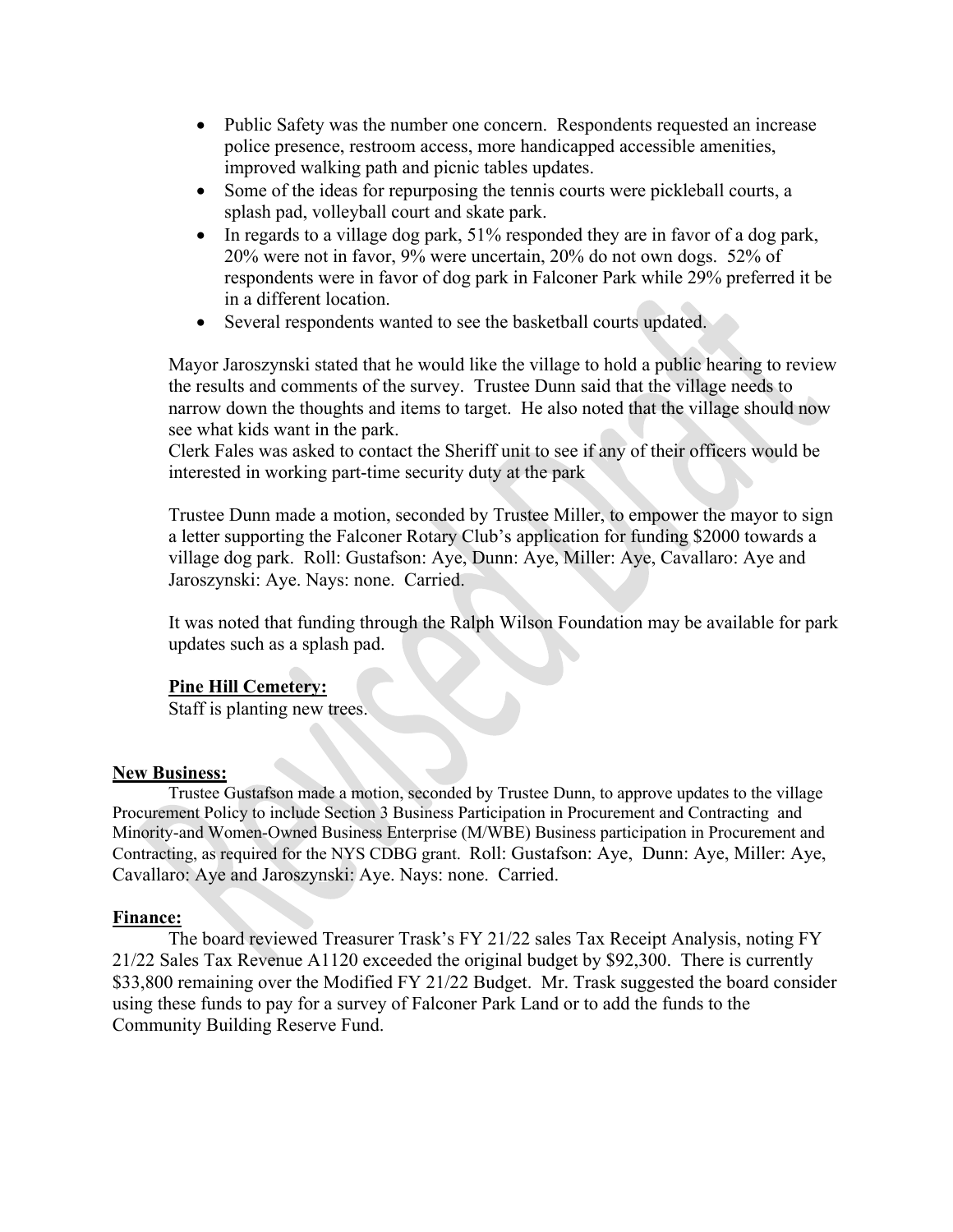- Public Safety was the number one concern. Respondents requested an increase police presence, restroom access, more handicapped accessible amenities, improved walking path and picnic tables updates.
- Some of the ideas for repurposing the tennis courts were pickleball courts, a splash pad, volleyball court and skate park.
- In regards to a village dog park, 51% responded they are in favor of a dog park, 20% were not in favor, 9% were uncertain, 20% do not own dogs. 52% of respondents were in favor of dog park in Falconer Park while 29% preferred it be in a different location.
- Several respondents wanted to see the basketball courts updated.

Mayor Jaroszynski stated that he would like the village to hold a public hearing to review the results and comments of the survey. Trustee Dunn said that the village needs to narrow down the thoughts and items to target. He also noted that the village should now see what kids want in the park.
Clerk Fales was asked to contact the Sheriff unit to see if any of their officers would be interested in working part-time security duty at the park

Trustee Dunn made a motion, seconded by Trustee Miller, to empower the mayor to sign a letter supporting the Falconer Rotary Club's application for funding $2000 towards a village dog park. Roll: Gustafson: Aye, Dunn: Aye, Miller: Aye, Cavallaro: Aye and Jaroszynski: Aye. Nays: none. Carried.

It was noted that funding through the Ralph Wilson Foundation may be available for park updates such as a splash pad.

**Pine Hill Cemetery:**
Staff is planting new trees.

**New Business:**

Trustee Gustafson made a motion, seconded by Trustee Dunn, to approve updates to the village Procurement Policy to include Section 3 Business Participation in Procurement and Contracting and Minority-and Women-Owned Business Enterprise (M/WBE) Business participation in Procurement and Contracting, as required for the NYS CDBG grant. Roll: Gustafson: Aye, Dunn: Aye, Miller: Aye, Cavallaro: Aye and Jaroszynski: Aye. Nays: none. Carried.

**Finance:**

The board reviewed Treasurer Trask's FY 21/22 sales Tax Receipt Analysis, noting FY 21/22 Sales Tax Revenue A1120 exceeded the original budget by $92,300. There is currently $33,800 remaining over the Modified FY 21/22 Budget. Mr. Trask suggested the board consider using these funds to pay for a survey of Falconer Park Land or to add the funds to the Community Building Reserve Fund.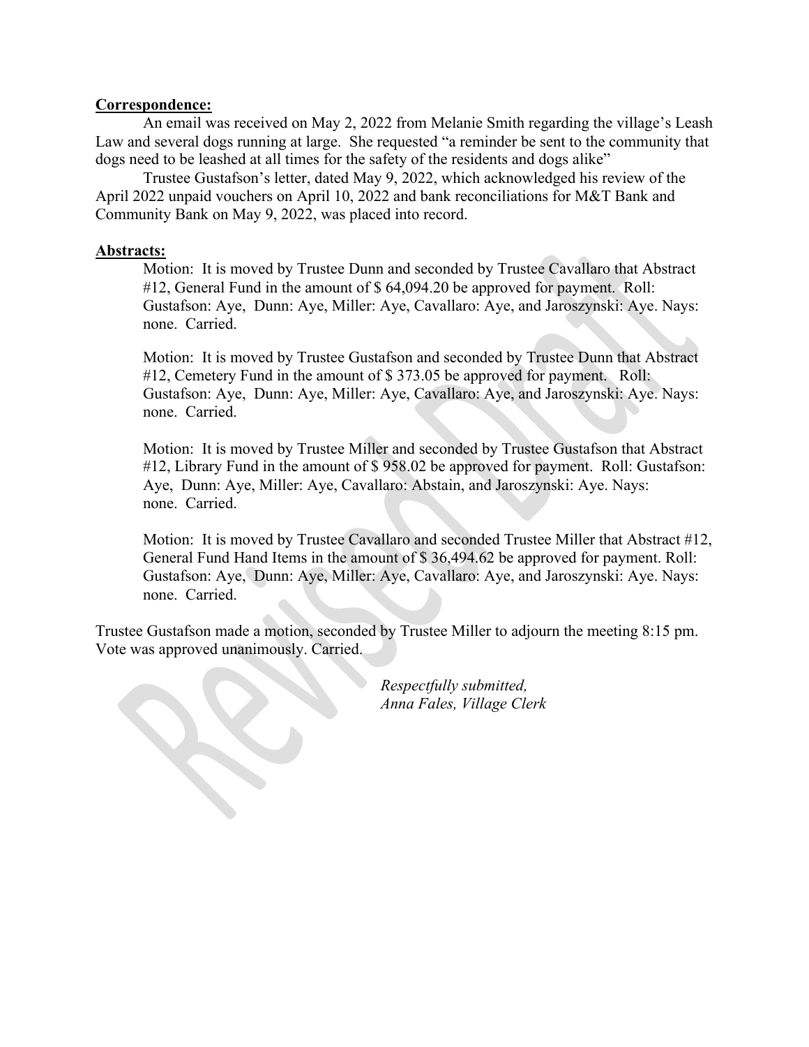**Correspondence:**

An email was received on May 2, 2022 from Melanie Smith regarding the village's Leash Law and several dogs running at large. She requested "a reminder be sent to the community that dogs need to be leashed at all times for the safety of the residents and dogs alike"

Trustee Gustafson's letter, dated May 9, 2022, which acknowledged his review of the April 2022 unpaid vouchers on April 10, 2022 and bank reconciliations for M&T Bank and Community Bank on May 9, 2022, was placed into record.

**Abstracts:**

Motion: It is moved by Trustee Dunn and seconded by Trustee Cavallaro that Abstract #12, General Fund in the amount of $ 64,094.20 be approved for payment. Roll: Gustafson: Aye, Dunn: Aye, Miller: Aye, Cavallaro: Aye, and Jaroszynski: Aye. Nays: none. Carried.

Motion: It is moved by Trustee Gustafson and seconded by Trustee Dunn that Abstract #12, Cemetery Fund in the amount of $ 373.05 be approved for payment. Roll: Gustafson: Aye, Dunn: Aye, Miller: Aye, Cavallaro: Aye, and Jaroszynski: Aye. Nays: none. Carried.

Motion: It is moved by Trustee Miller and seconded by Trustee Gustafson that Abstract #12, Library Fund in the amount of $ 958.02 be approved for payment. Roll: Gustafson: Aye, Dunn: Aye, Miller: Aye, Cavallaro: Abstain, and Jaroszynski: Aye. Nays: none. Carried.

Motion: It is moved by Trustee Cavallaro and seconded Trustee Miller that Abstract #12, General Fund Hand Items in the amount of $ 36,494.62 be approved for payment. Roll: Gustafson: Aye, Dunn: Aye, Miller: Aye, Cavallaro: Aye, and Jaroszynski: Aye. Nays: none. Carried.

Trustee Gustafson made a motion, seconded by Trustee Miller to adjourn the meeting 8:15 pm. Vote was approved unanimously. Carried.

*Respectfully submitted,*
*Anna Fales, Village Clerk*